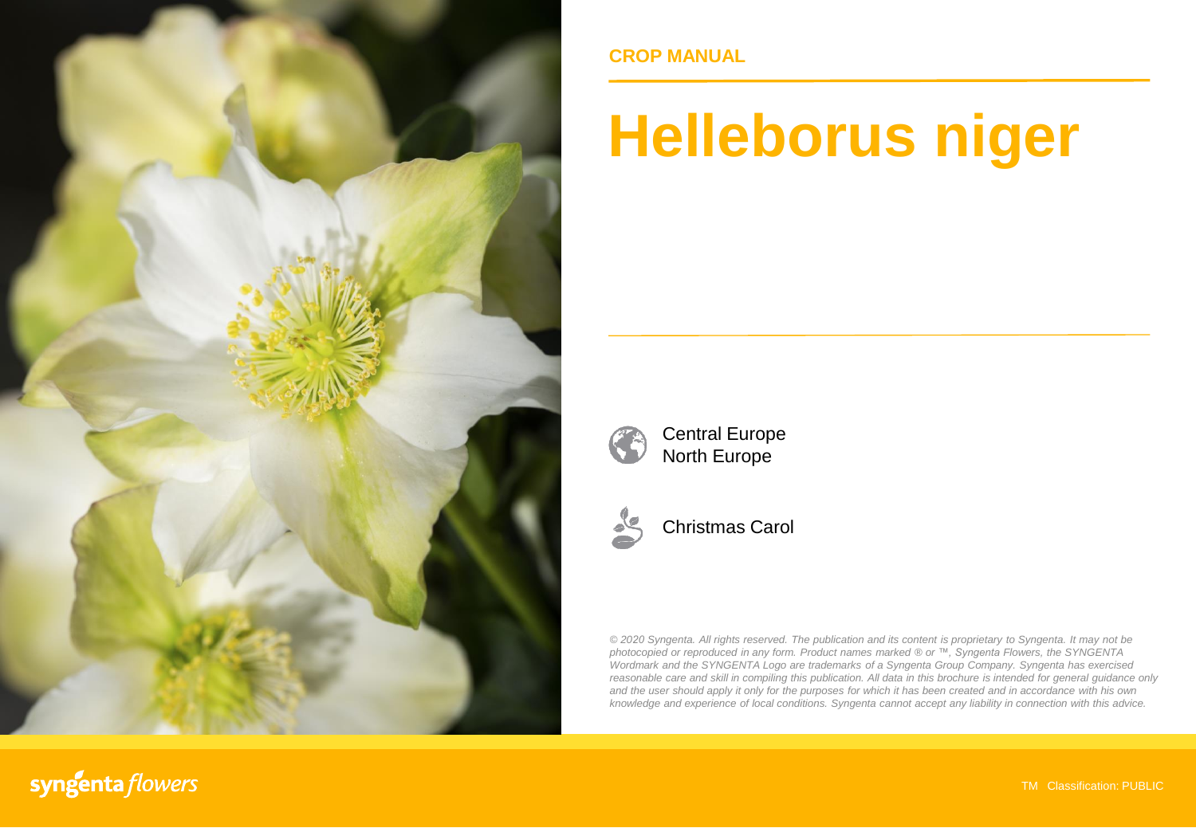CROP MANUAL

# Helleborus niger

Central Europe
North Europe

Christmas Carol

*© 2020 Syngenta. All rights reserved. The publication and its content is proprietary to Syngenta. It may not be photocopied or reproduced in any form. Product names marked ® or ™, Syngenta Flowers, the SYNGENTA Wordmark and the SYNGENTA Logo are trademarks of a Syngenta Group Company. Syngenta has exercised reasonable care and skill in compiling this publication. All data in this brochure is intended for general guidance only and the user should apply it only for the purposes for which it has been created and in accordance with his own knowledge and experience of local conditions. Syngenta cannot accept any liability in connection with this advice.*

syngenta flowers

TM Classification: PUBLIC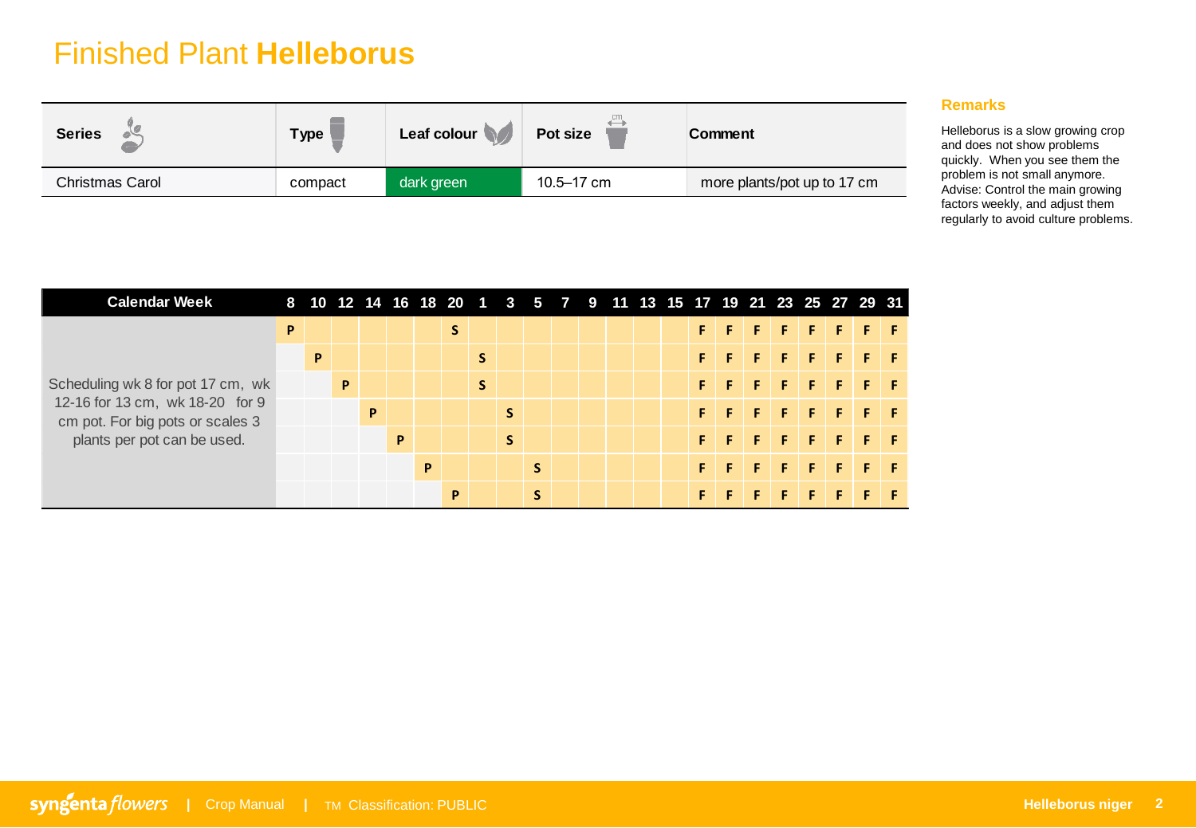# Finished Plant **Helleborus**

| Series | Type | Leaf colour | Pot size | Comment |
|---|---|---|---|---|
| Christmas Carol | compact | dark green | 10.5–17 cm | more plants/pot up to 17 cm |

### Remarks

Helleborus is a slow growing crop and does not show problems quickly. When you see them the problem is not small anymore. Advise: Control the main growing factors weekly, and adjust them regularly to avoid culture problems.

| Calendar Week | 8 | 10 | 12 | 14 | 16 | 18 | 20 | 1 | 3 | 5 | 7 | 9 | 11 | 13 | 15 | 17 | 19 | 21 | 23 | 25 | 27 | 29 | 31 |
|---|---|---|---|---|---|---|---|---|---|---|---|---|---|---|---|---|---|---|---|---|---|---|---|
| Scheduling wk 8 for pot 17 cm, wk 12-16 for 13 cm, wk 18-20 for 9 cm pot. For big pots or scales 3 plants per pot can be used. | P | | | | | | S | | | | | | | | | F | F | F | F | F | F | F | F |
| | | P | | | | | | S | | | | | | | | F | F | F | F | F | F | F | F |
| | | | P | | | | | S | | | | | | | | F | F | F | F | F | F | F | F |
| | | | | P | | | | | S | | | | | | | F | F | F | F | F | F | F | F |
| | | | | | P | | | | S | | | | | | | F | F | F | F | F | F | F | F |
| | | | | | | P | | | | S | | | | | | F | F | F | F | F | F | F | F |
| | | | | | | | P | | | S | | | | | | F | F | F | F | F | F | F | F |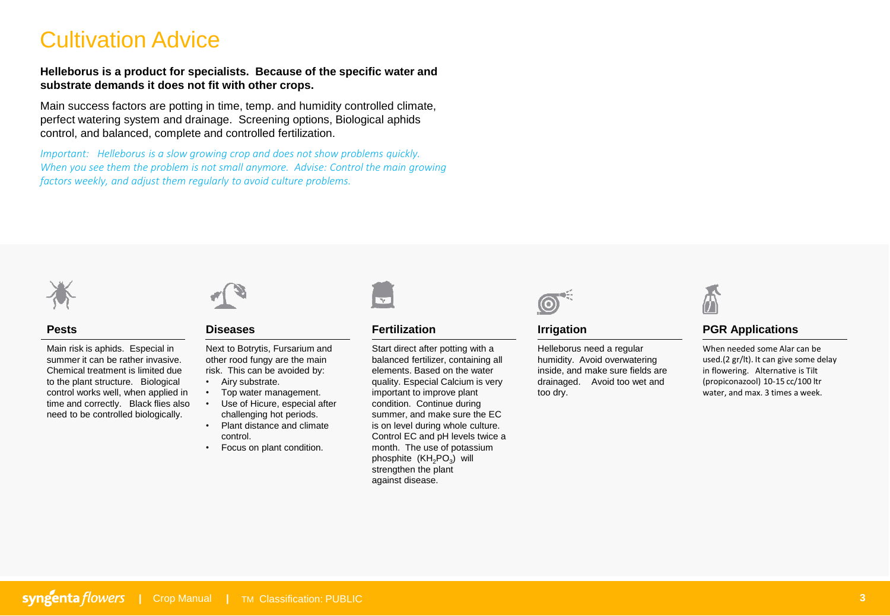# Cultivation Advice

**Helleborus is a product for specialists. Because of the specific water and substrate demands it does not fit with other crops.**

Main success factors are potting in time, temp. and humidity controlled climate, perfect watering system and drainage. Screening options, Biological aphids control, and balanced, complete and controlled fertilization.

*Important: Helleborus is a slow growing crop and does not show problems quickly. When you see them the problem is not small anymore. Advise: Control the main growing factors weekly, and adjust them regularly to avoid culture problems.*

### Pests

Main risk is aphids. Especial in summer it can be rather invasive. Chemical treatment is limited due to the plant structure. Biological control works well, when applied in time and correctly. Black flies also need to be controlled biologically.

### Diseases

Next to Botrytis, Fursarium and other rood fungy are the main risk. This can be avoided by:

- Airy substrate.
- Top water management.
- Use of Hicure, especial after challenging hot periods.
- Plant distance and climate control.
- Focus on plant condition.

### Fertilization

Start direct after potting with a balanced fertilizer, containing all elements. Based on the water quality. Especial Calcium is very important to improve plant condition. Continue during summer, and make sure the EC is on level during whole culture. Control EC and pH levels twice a month. The use of potassium phosphite ($KH_2PO_3$) will strengthen the plant against disease.

### Irrigation

Helleborus need a regular humidity. Avoid overwatering inside, and make sure fields are drainaged. Avoid too wet and too dry.

### PGR Applications

When needed some Alar can be used.(2 gr/lt). It can give some delay in flowering. Alternative is Tilt (propiconazool) 10-15 cc/100 ltr water, and max. 3 times a week.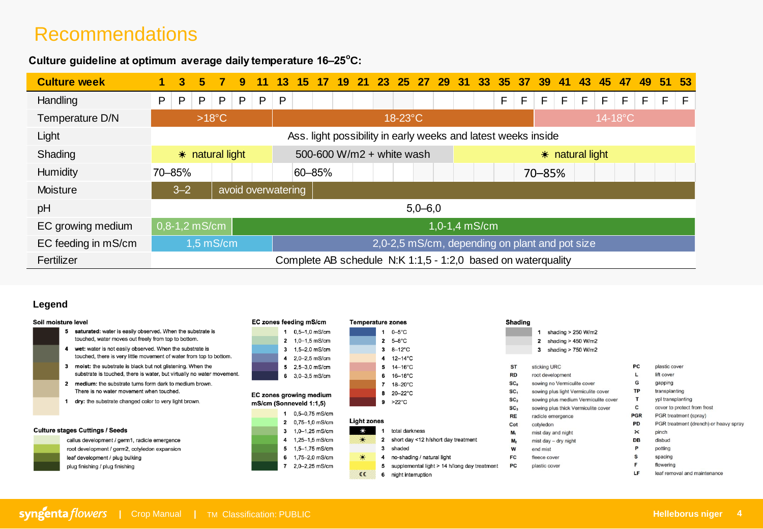# Recommendations

**Culture guideline at optimum average daily temperature 16–25°C:**

| Culture week | 1 | 3 | 5 | 7 | 9 | 11 | 13 | 15 | 17 | 19 | 21 | 23 | 25 | 27 | 29 | 31 | 33 | 35 | 37 | 39 | 41 | 43 | 45 | 47 | 49 | 51 | 53 |
|---|---|---|---|---|---|---|---|---|---|---|---|---|---|---|---|---|---|---|---|---|---|---|---|---|---|---|---|
| Handling | P | P | P | P | P | P | P | | | | | | | | | | | F | F | F | F | F | F | F | F | F | F |
| Temperature D/N | >18°C | | | | | | 18-23°C | | | | | | | | | | | | | 14-18°C | | | | | | | |
| Light | Ass. light possibility in early weeks and latest weeks inside | | | | | | | | | | | | | | | | | | | | | | | | | | |
| Shading | natural light | | | | | | 500-600 W/m2 + white wash | | | | | | | | | natural light | | | | | | | | | | | |
| Humidity | 70–85% | | | | | | | 60–85% | | | | | | | | | | | 70–85% | | | | | | | | |
| Moisture | 3–2 | | | avoid overwatering | | | | | | | | | | | | | | | | | | | | | | | |
| pH | 5,0–6,0 | | | | | | | | | | | | | | | | | | | | | | | | | | |
| EC growing medium | 0,8-1,2 mS/cm | | | | 1,0-1,4 mS/cm | | | | | | | | | | | | | | | | | | | | | | |
| EC feeding in mS/cm | 1,5 mS/cm | | | | | | 2,0-2,5 mS/cm, depending on plant and pot size | | | | | | | | | | | | | | | | | | | | |
| Fertilizer | Complete AB schedule N:K 1:1,5 - 1:2,0 based on waterquality | | | | | | | | | | | | | | | | | | | | | | | | | | |

## Legend

**Soil moisture level**

- 5 **saturated:** water is easily observed. When the substrate is touched, water moves out freely from top to bottom.
- 4 **wet:** water is not easily observed. When the substrate is touched, there is very little movement of water from top to bottom.
- 3 **moist:** the substrate is black but not glistening. When the substrate is touched, there is water, but virtually no water movement.
- 2 **medium:** the substrate turns form dark to medium brown. There is no water movement when touched.
- 1 **dry:** the substrate changed color to very light brown.

**Culture stages Cuttings / Seeds**

- callus development / germ1, radicle emergence
- root development / germ2, cotyledon expansion
- leaf development / plug bulking
- plug finishing / plug finishing

**EC zones feeding mS/cm**

1. 0,5–1,0 mS/cm
2. 1,0–1,5 mS/cm
3. 1,5–2,0 mS/cm
4. 2,0–2,5 mS/cm
5. 2,5–3,0 mS/cm
6. 3,0–3,5 mS/cm

**EC zones growing medium mS/cm (Sonneveld 1:1,5)**

1. 0,5–0,75 mS/cm
2. 0,75–1,0 mS/cm
3. 1,0–1,25 mS/cm
4. 1,25–1,5 mS/cm
5. 1,5–1,75 mS/cm
6. 1,75–2,0 mS/cm
7. 2,0–2,25 mS/cm

**Temperature zones**

1. 0–5°C
2. 5–8°C
3. 8–12°C
4. 12–14°C
5. 14–16°C
6. 16–18°C
7. 18–20°C
8. 20–22°C
9. >22°C

**Light zones**

1. total darkness
2. short day <12 h/short day treatment
3. shaded
4. no-shading / natural light
5. supplemental light > 14 h/long day treatment
6. night interruption

**Shading**

1. shading > 250 W/m2
2. shading > 450 W/m2
3. shading > 750 W/m2

| | | | |
|---|---|---|---|
| ST | sticking URC | PC | plastic cover |
| RD | root development | L | lift cover |
| $SC_0$ | sowing no Vermiculite cover | G | gapping |
| $SC_1$ | sowing plus light Vermiculite cover | TP | transplanting |
| $SC_2$ | sowing plus medium Vermiculite cover | T | ypl transplanting |
| $SC_3$ | sowing plus thick Vermiculite cover | C | cover to protect from frost |
| RE | radicle emergence | PGR | PGR treatment (spray) |
| Cot | cotyledon | PD | PGR treatment (drench) or heavy spray |
| $M_1$ | mist day and night | ✂ | pinch |
| $M_2$ | mist day – dry night | DB | disbud |
| W | end mist | P | potting |
| FC | fleece cover | S | spacing |
| PC | plastic cover | F | flowering |
| | | LF | leaf removal and maintenance |